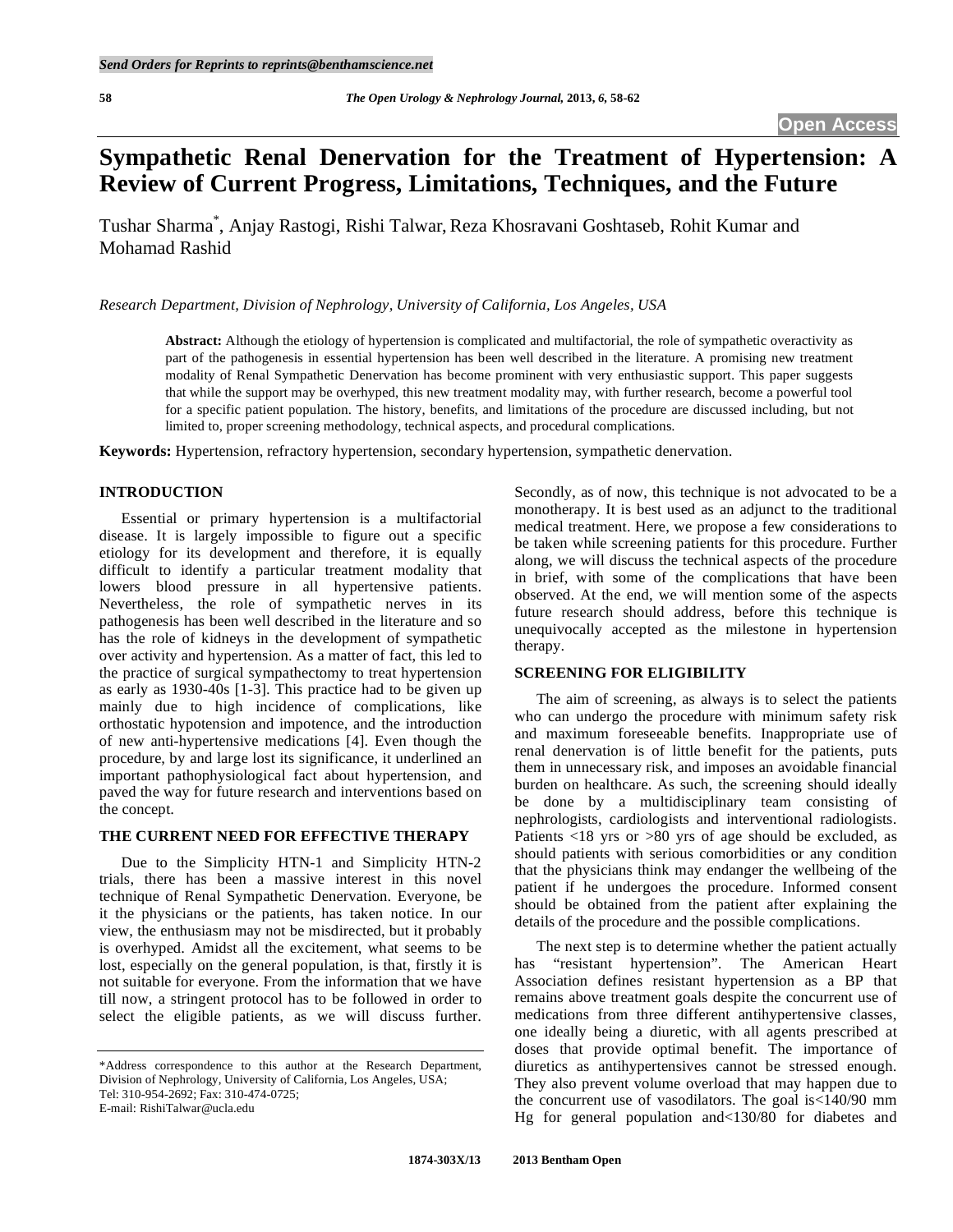# Sympathetic Renal Denervation for the Treatment of Hypertension: A Review of Current Progress, Limitations, Techniques, and the Future

Tushar Sharma*, Anjay Rastogi, Rishi Talwar, Reza Khosravani Goshtaseb, Rohit Kumar and Mohamad Rashid

*Research Department, Division of Nephrology, University of California, Los Angeles, USA*

**Abstract:** Although the etiology of hypertension is complicated and multifactorial, the role of sympathetic overactivity as part of the pathogenesis in essential hypertension has been well described in the literature. A promising new treatment modality of Renal Sympathetic Denervation has become prominent with very enthusiastic support. This paper suggests that while the support may be overhyped, this new treatment modality may, with further research, become a powerful tool for a specific patient population. The history, benefits, and limitations of the procedure are discussed including, but not limited to, proper screening methodology, technical aspects, and procedural complications.

**Keywords:** Hypertension, refractory hypertension, secondary hypertension, sympathetic denervation.

## INTRODUCTION

Essential or primary hypertension is a multifactorial disease. It is largely impossible to figure out a specific etiology for its development and therefore, it is equally difficult to identify a particular treatment modality that lowers blood pressure in all hypertensive patients. Nevertheless, the role of sympathetic nerves in its pathogenesis has been well described in the literature and so has the role of kidneys in the development of sympathetic over activity and hypertension. As a matter of fact, this led to the practice of surgical sympathectomy to treat hypertension as early as 1930-40s [1-3]. This practice had to be given up mainly due to high incidence of complications, like orthostatic hypotension and impotence, and the introduction of new anti-hypertensive medications [4]. Even though the procedure, by and large lost its significance, it underlined an important pathophysiological fact about hypertension, and paved the way for future research and interventions based on the concept.

## THE CURRENT NEED FOR EFFECTIVE THERAPY

Due to the Simplicity HTN-1 and Simplicity HTN-2 trials, there has been a massive interest in this novel technique of Renal Sympathetic Denervation. Everyone, be it the physicians or the patients, has taken notice. In our view, the enthusiasm may not be misdirected, but it probably is overhyped. Amidst all the excitement, what seems to be lost, especially on the general population, is that, firstly it is not suitable for everyone. From the information that we have till now, a stringent protocol has to be followed in order to select the eligible patients, as we will discuss further. Secondly, as of now, this technique is not advocated to be a monotherapy. It is best used as an adjunct to the traditional medical treatment. Here, we propose a few considerations to be taken while screening patients for this procedure. Further along, we will discuss the technical aspects of the procedure in brief, with some of the complications that have been observed. At the end, we will mention some of the aspects future research should address, before this technique is unequivocally accepted as the milestone in hypertension therapy.

## SCREENING FOR ELIGIBILITY

The aim of screening, as always is to select the patients who can undergo the procedure with minimum safety risk and maximum foreseeable benefits. Inappropriate use of renal denervation is of little benefit for the patients, puts them in unnecessary risk, and imposes an avoidable financial burden on healthcare. As such, the screening should ideally be done by a multidisciplinary team consisting of nephrologists, cardiologists and interventional radiologists. Patients <18 yrs or >80 yrs of age should be excluded, as should patients with serious comorbidities or any condition that the physicians think may endanger the wellbeing of the patient if he undergoes the procedure. Informed consent should be obtained from the patient after explaining the details of the procedure and the possible complications.

The next step is to determine whether the patient actually has "resistant hypertension". The American Heart Association defines resistant hypertension as a BP that remains above treatment goals despite the concurrent use of medications from three different antihypertensive classes, one ideally being a diuretic, with all agents prescribed at doses that provide optimal benefit. The importance of diuretics as antihypertensives cannot be stressed enough. They also prevent volume overload that may happen due to the concurrent use of vasodilators. The goal is<140/90 mm Hg for general population and<130/80 for diabetes and

*Address correspondence to this author at the Research Department, Division of Nephrology, University of California, Los Angeles, USA; Tel: 310-954-2692; Fax: 310-474-0725; E-mail: RishiTalwar@ucla.edu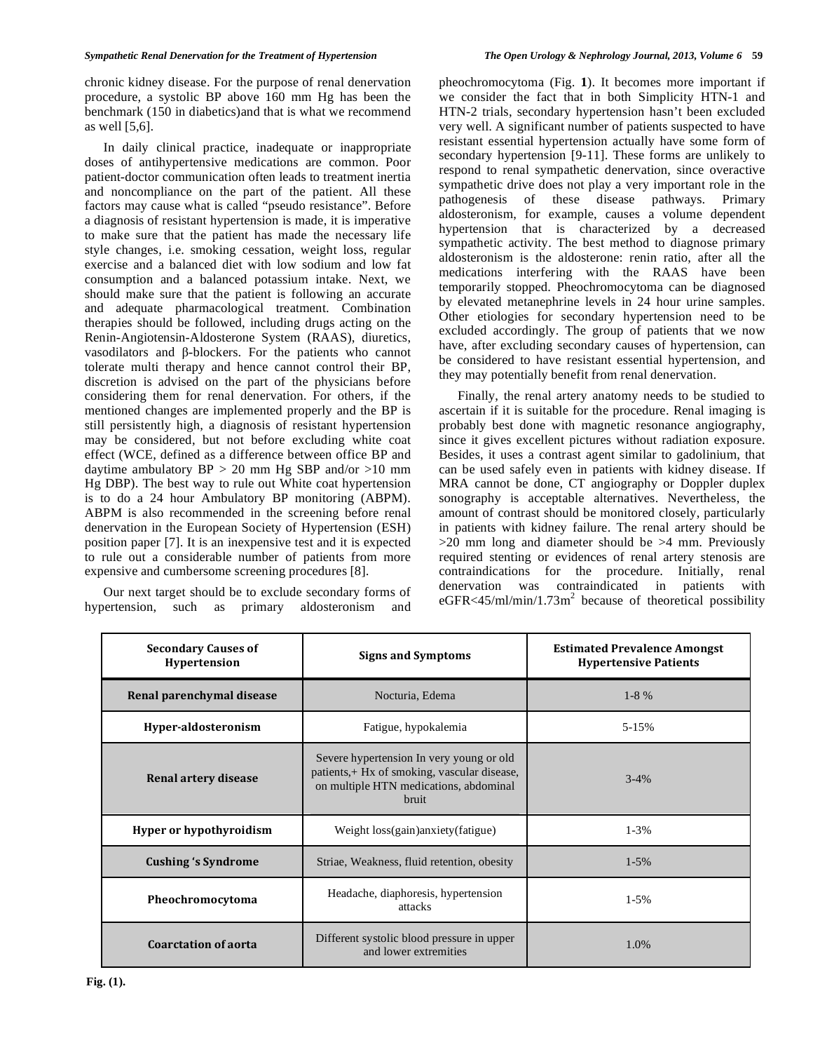chronic kidney disease. For the purpose of renal denervation procedure, a systolic BP above 160 mm Hg has been the benchmark (150 in diabetics)and that is what we recommend as well [5,6].

In daily clinical practice, inadequate or inappropriate doses of antihypertensive medications are common. Poor patient-doctor communication often leads to treatment inertia and noncompliance on the part of the patient. All these factors may cause what is called "pseudo resistance". Before a diagnosis of resistant hypertension is made, it is imperative to make sure that the patient has made the necessary life style changes, i.e. smoking cessation, weight loss, regular exercise and a balanced diet with low sodium and low fat consumption and a balanced potassium intake. Next, we should make sure that the patient is following an accurate and adequate pharmacological treatment. Combination therapies should be followed, including drugs acting on the Renin-Angiotensin-Aldosterone System (RAAS), diuretics, vasodilators and β-blockers. For the patients who cannot tolerate multi therapy and hence cannot control their BP, discretion is advised on the part of the physicians before considering them for renal denervation. For others, if the mentioned changes are implemented properly and the BP is still persistently high, a diagnosis of resistant hypertension may be considered, but not before excluding white coat effect (WCE, defined as a difference between office BP and daytime ambulatory BP > 20 mm Hg SBP and/or >10 mm Hg DBP). The best way to rule out White coat hypertension is to do a 24 hour Ambulatory BP monitoring (ABPM). ABPM is also recommended in the screening before renal denervation in the European Society of Hypertension (ESH) position paper [7]. It is an inexpensive test and it is expected to rule out a considerable number of patients from more expensive and cumbersome screening procedures [8].

Our next target should be to exclude secondary forms of hypertension, such as primary aldosteronism and pheochromocytoma (Fig. **1**). It becomes more important if we consider the fact that in both Simplicity HTN-1 and HTN-2 trials, secondary hypertension hasn't been excluded very well. A significant number of patients suspected to have resistant essential hypertension actually have some form of secondary hypertension [9-11]. These forms are unlikely to respond to renal sympathetic denervation, since overactive sympathetic drive does not play a very important role in the pathogenesis of these disease pathways. Primary aldosteronism, for example, causes a volume dependent hypertension that is characterized by a decreased sympathetic activity. The best method to diagnose primary aldosteronism is the aldosterone: renin ratio, after all the medications interfering with the RAAS have been temporarily stopped. Pheochromocytoma can be diagnosed by elevated metanephrine levels in 24 hour urine samples. Other etiologies for secondary hypertension need to be excluded accordingly. The group of patients that we now have, after excluding secondary causes of hypertension, can be considered to have resistant essential hypertension, and they may potentially benefit from renal denervation.

Finally, the renal artery anatomy needs to be studied to ascertain if it is suitable for the procedure. Renal imaging is probably best done with magnetic resonance angiography, since it gives excellent pictures without radiation exposure. Besides, it uses a contrast agent similar to gadolinium, that can be used safely even in patients with kidney disease. If MRA cannot be done, CT angiography or Doppler duplex sonography is acceptable alternatives. Nevertheless, the amount of contrast should be monitored closely, particularly in patients with kidney failure. The renal artery should be >20 mm long and diameter should be >4 mm. Previously required stenting or evidences of renal artery stenosis are contraindications for the procedure. Initially, renal denervation was contraindicated in patients with eGFR<45/ml/min/1.73m$^2$ because of theoretical possibility

| Secondary Causes of Hypertension | Signs and Symptoms | Estimated Prevalence Amongst Hypertensive Patients |
|---|---|---|
| Renal parenchymal disease | Nocturia, Edema | 1-8 % |
| Hyper-aldosteronism | Fatigue, hypokalemia | 5-15% |
| Renal artery disease | Severe hypertension In very young or old patients,+ Hx of smoking, vascular disease, on multiple HTN medications, abdominal bruit | 3-4% |
| Hyper or hypothyroidism | Weight loss(gain)anxiety(fatigue) | 1-3% |
| Cushing 's Syndrome | Striae, Weakness, fluid retention, obesity | 1-5% |
| Pheochromocytoma | Headache, diaphoresis, hypertension attacks | 1-5% |
| Coarctation of aorta | Different systolic blood pressure in upper and lower extremities | 1.0% |

**Fig. (1).**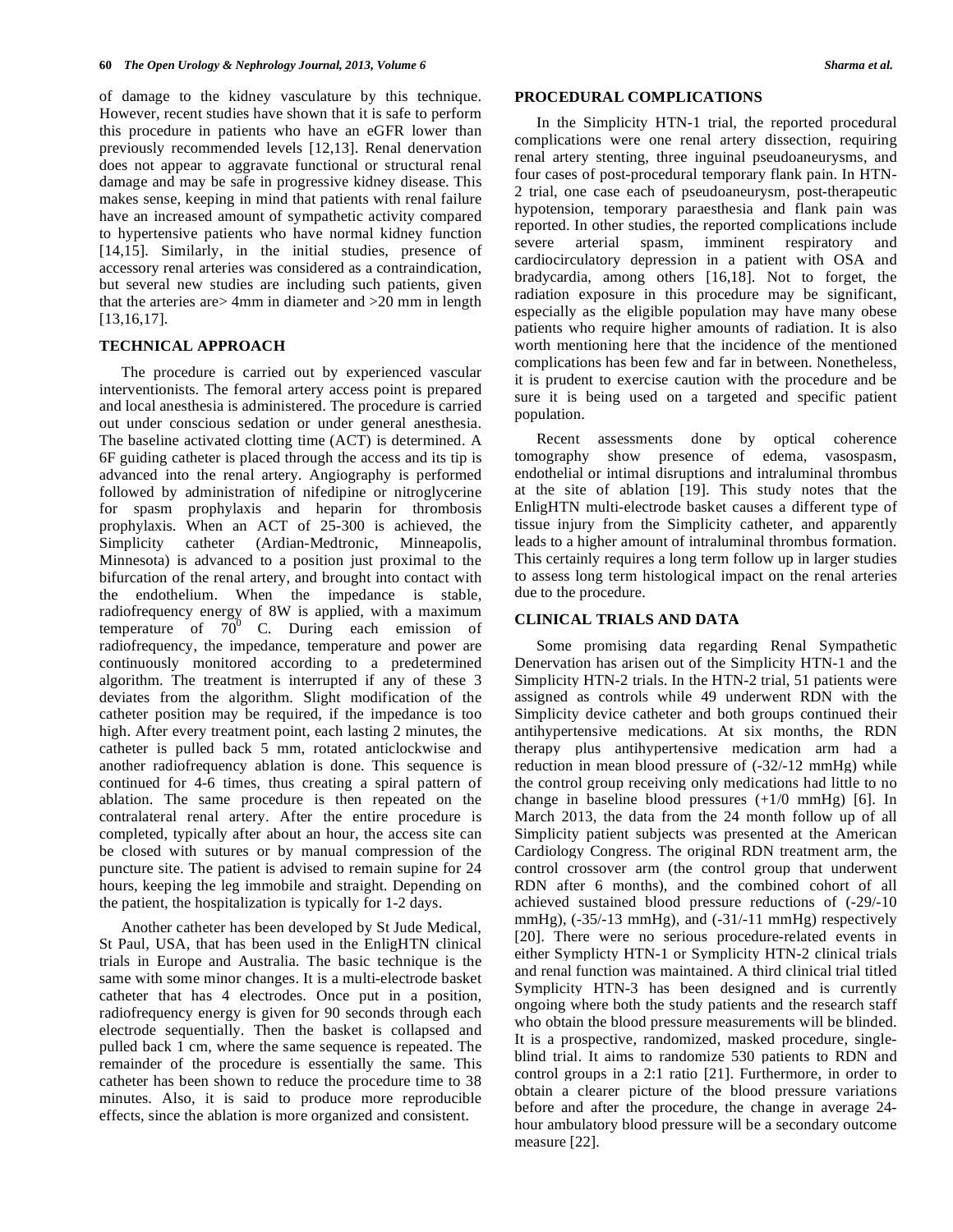of damage to the kidney vasculature by this technique. However, recent studies have shown that it is safe to perform this procedure in patients who have an eGFR lower than previously recommended levels [12,13]. Renal denervation does not appear to aggravate functional or structural renal damage and may be safe in progressive kidney disease. This makes sense, keeping in mind that patients with renal failure have an increased amount of sympathetic activity compared to hypertensive patients who have normal kidney function [14,15]. Similarly, in the initial studies, presence of accessory renal arteries was considered as a contraindication, but several new studies are including such patients, given that the arteries are> 4mm in diameter and >20 mm in length [13,16,17].

## TECHNICAL APPROACH

The procedure is carried out by experienced vascular interventionists. The femoral artery access point is prepared and local anesthesia is administered. The procedure is carried out under conscious sedation or under general anesthesia. The baseline activated clotting time (ACT) is determined. A 6F guiding catheter is placed through the access and its tip is advanced into the renal artery. Angiography is performed followed by administration of nifedipine or nitroglycerine for spasm prophylaxis and heparin for thrombosis prophylaxis. When an ACT of 25-300 is achieved, the Simplicity catheter (Ardian-Medtronic, Minneapolis, Minnesota) is advanced to a position just proximal to the bifurcation of the renal artery, and brought into contact with the endothelium. When the impedance is stable, radiofrequency energy of 8W is applied, with a maximum temperature of $70^0$ C. During each emission of radiofrequency, the impedance, temperature and power are continuously monitored according to a predetermined algorithm. The treatment is interrupted if any of these 3 deviates from the algorithm. Slight modification of the catheter position may be required, if the impedance is too high. After every treatment point, each lasting 2 minutes, the catheter is pulled back 5 mm, rotated anticlockwise and another radiofrequency ablation is done. This sequence is continued for 4-6 times, thus creating a spiral pattern of ablation. The same procedure is then repeated on the contralateral renal artery. After the entire procedure is completed, typically after about an hour, the access site can be closed with sutures or by manual compression of the puncture site. The patient is advised to remain supine for 24 hours, keeping the leg immobile and straight. Depending on the patient, the hospitalization is typically for 1-2 days.

Another catheter has been developed by St Jude Medical, St Paul, USA, that has been used in the EnligHTN clinical trials in Europe and Australia. The basic technique is the same with some minor changes. It is a multi-electrode basket catheter that has 4 electrodes. Once put in a position, radiofrequency energy is given for 90 seconds through each electrode sequentially. Then the basket is collapsed and pulled back 1 cm, where the same sequence is repeated. The remainder of the procedure is essentially the same. This catheter has been shown to reduce the procedure time to 38 minutes. Also, it is said to produce more reproducible effects, since the ablation is more organized and consistent.

## PROCEDURAL COMPLICATIONS

In the Simplicity HTN-1 trial, the reported procedural complications were one renal artery dissection, requiring renal artery stenting, three inguinal pseudoaneurysms, and four cases of post-procedural temporary flank pain. In HTN-2 trial, one case each of pseudoaneurysm, post-therapeutic hypotension, temporary paraesthesia and flank pain was reported. In other studies, the reported complications include severe arterial spasm, imminent respiratory and cardiocirculatory depression in a patient with OSA and bradycardia, among others [16,18]. Not to forget, the radiation exposure in this procedure may be significant, especially as the eligible population may have many obese patients who require higher amounts of radiation. It is also worth mentioning here that the incidence of the mentioned complications has been few and far in between. Nonetheless, it is prudent to exercise caution with the procedure and be sure it is being used on a targeted and specific patient population.

Recent assessments done by optical coherence tomography show presence of edema, vasospasm, endothelial or intimal disruptions and intraluminal thrombus at the site of ablation [19]. This study notes that the EnligHTN multi-electrode basket causes a different type of tissue injury from the Simplicity catheter, and apparently leads to a higher amount of intraluminal thrombus formation. This certainly requires a long term follow up in larger studies to assess long term histological impact on the renal arteries due to the procedure.

## CLINICAL TRIALS AND DATA

Some promising data regarding Renal Sympathetic Denervation has arisen out of the Simplicity HTN-1 and the Simplicity HTN-2 trials. In the HTN-2 trial, 51 patients were assigned as controls while 49 underwent RDN with the Simplicity device catheter and both groups continued their antihypertensive medications. At six months, the RDN therapy plus antihypertensive medication arm had a reduction in mean blood pressure of (-32/-12 mmHg) while the control group receiving only medications had little to no change in baseline blood pressures (+1/0 mmHg) [6]. In March 2013, the data from the 24 month follow up of all Simplicity patient subjects was presented at the American Cardiology Congress. The original RDN treatment arm, the control crossover arm (the control group that underwent RDN after 6 months), and the combined cohort of all achieved sustained blood pressure reductions of (-29/-10 mmHg), (-35/-13 mmHg), and (-31/-11 mmHg) respectively [20]. There were no serious procedure-related events in either Symplicty HTN-1 or Symplicity HTN-2 clinical trials and renal function was maintained. A third clinical trial titled Symplicity HTN-3 has been designed and is currently ongoing where both the study patients and the research staff who obtain the blood pressure measurements will be blinded. It is a prospective, randomized, masked procedure, single-blind trial. It aims to randomize 530 patients to RDN and control groups in a 2:1 ratio [21]. Furthermore, in order to obtain a clearer picture of the blood pressure variations before and after the procedure, the change in average 24-hour ambulatory blood pressure will be a secondary outcome measure [22].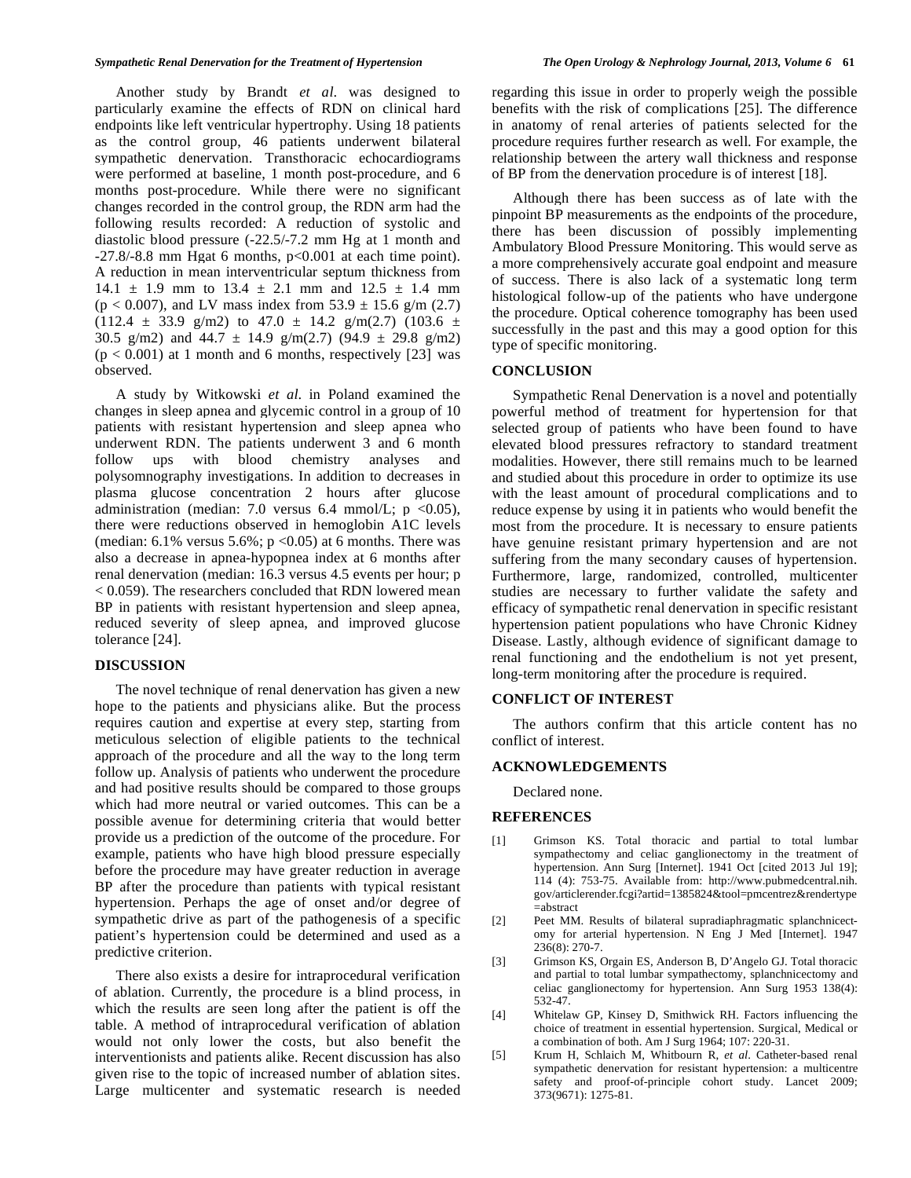Another study by Brandt *et al.* was designed to particularly examine the effects of RDN on clinical hard endpoints like left ventricular hypertrophy. Using 18 patients as the control group, 46 patients underwent bilateral sympathetic denervation. Transthoracic echocardiograms were performed at baseline, 1 month post-procedure, and 6 months post-procedure. While there were no significant changes recorded in the control group, the RDN arm had the following results recorded: A reduction of systolic and diastolic blood pressure (-22.5/-7.2 mm Hg at 1 month and -27.8/-8.8 mm Hgat 6 months, $p<0.001$ at each time point). A reduction in mean interventricular septum thickness from $14.1 \pm 1.9$ mm to $13.4 \pm 2.1$ mm and $12.5 \pm 1.4$ mm ($p < 0.007$), and LV mass index from $53.9 \pm 15.6$ g/m (2.7) ($112.4 \pm 33.9$ g/m2) to $47.0 \pm 14.2$ g/m(2.7) ($103.6 \pm 30.5$ g/m2) and $44.7 \pm 14.9$ g/m(2.7) ($94.9 \pm 29.8$ g/m2) ($p < 0.001$) at 1 month and 6 months, respectively [23] was observed.

A study by Witkowski *et al.* in Poland examined the changes in sleep apnea and glycemic control in a group of 10 patients with resistant hypertension and sleep apnea who underwent RDN. The patients underwent 3 and 6 month follow ups with blood chemistry analyses and polysomnography investigations. In addition to decreases in plasma glucose concentration 2 hours after glucose administration (median: 7.0 versus 6.4 mmol/L; $p <0.05$), there were reductions observed in hemoglobin A1C levels (median: 6.1% versus 5.6%; $p <0.05$) at 6 months. There was also a decrease in apnea-hypopnea index at 6 months after renal denervation (median: 16.3 versus 4.5 events per hour; $p < 0.059$). The researchers concluded that RDN lowered mean BP in patients with resistant hypertension and sleep apnea, reduced severity of sleep apnea, and improved glucose tolerance [24].

## DISCUSSION

The novel technique of renal denervation has given a new hope to the patients and physicians alike. But the process requires caution and expertise at every step, starting from meticulous selection of eligible patients to the technical approach of the procedure and all the way to the long term follow up. Analysis of patients who underwent the procedure and had positive results should be compared to those groups which had more neutral or varied outcomes. This can be a possible avenue for determining criteria that would better provide us a prediction of the outcome of the procedure. For example, patients who have high blood pressure especially before the procedure may have greater reduction in average BP after the procedure than patients with typical resistant hypertension. Perhaps the age of onset and/or degree of sympathetic drive as part of the pathogenesis of a specific patient's hypertension could be determined and used as a predictive criterion.

There also exists a desire for intraprocedural verification of ablation. Currently, the procedure is a blind process, in which the results are seen long after the patient is off the table. A method of intraprocedural verification of ablation would not only lower the costs, but also benefit the interventionists and patients alike. Recent discussion has also given rise to the topic of increased number of ablation sites. Large multicenter and systematic research is needed regarding this issue in order to properly weigh the possible benefits with the risk of complications [25]. The difference in anatomy of renal arteries of patients selected for the procedure requires further research as well. For example, the relationship between the artery wall thickness and response of BP from the denervation procedure is of interest [18].

Although there has been success as of late with the pinpoint BP measurements as the endpoints of the procedure, there has been discussion of possibly implementing Ambulatory Blood Pressure Monitoring. This would serve as a more comprehensively accurate goal endpoint and measure of success. There is also lack of a systematic long term histological follow-up of the patients who have undergone the procedure. Optical coherence tomography has been used successfully in the past and this may a good option for this type of specific monitoring.

## CONCLUSION

Sympathetic Renal Denervation is a novel and potentially powerful method of treatment for hypertension for that selected group of patients who have been found to have elevated blood pressures refractory to standard treatment modalities. However, there still remains much to be learned and studied about this procedure in order to optimize its use with the least amount of procedural complications and to reduce expense by using it in patients who would benefit the most from the procedure. It is necessary to ensure patients have genuine resistant primary hypertension and are not suffering from the many secondary causes of hypertension. Furthermore, large, randomized, controlled, multicenter studies are necessary to further validate the safety and efficacy of sympathetic renal denervation in specific resistant hypertension patient populations who have Chronic Kidney Disease. Lastly, although evidence of significant damage to renal functioning and the endothelium is not yet present, long-term monitoring after the procedure is required.

## CONFLICT OF INTEREST

The authors confirm that this article content has no conflict of interest.

## ACKNOWLEDGEMENTS

Declared none.

## REFERENCES

[1] Grimson KS. Total thoracic and partial to total lumbar sympathectomy and celiac ganglionectomy in the treatment of hypertension. Ann Surg [Internet]. 1941 Oct [cited 2013 Jul 19]; 114 (4): 753-75. Available from: http://www.pubmedcentral.nih.gov/articlerender.fcgi?artid=1385824&tool=pmcentrez&rendertype=abstract

[2] Peet MM. Results of bilateral supradiaphragmatic splanchnicectomy for arterial hypertension. N Eng J Med [Internet]. 1947 236(8): 270-7.

[3] Grimson KS, Orgain ES, Anderson B, D'Angelo GJ. Total thoracic and partial to total lumbar sympathectomy, splanchnicectomy and celiac ganglionectomy for hypertension. Ann Surg 1953 138(4): 532-47.

[4] Whitelaw GP, Kinsey D, Smithwick RH. Factors influencing the choice of treatment in essential hypertension. Surgical, Medical or a combination of both. Am J Surg 1964; 107: 220-31.

[5] Krum H, Schlaich M, Whitbourn R, *et al*. Catheter-based renal sympathetic denervation for resistant hypertension: a multicentre safety and proof-of-principle cohort study. Lancet 2009; 373(9671): 1275-81.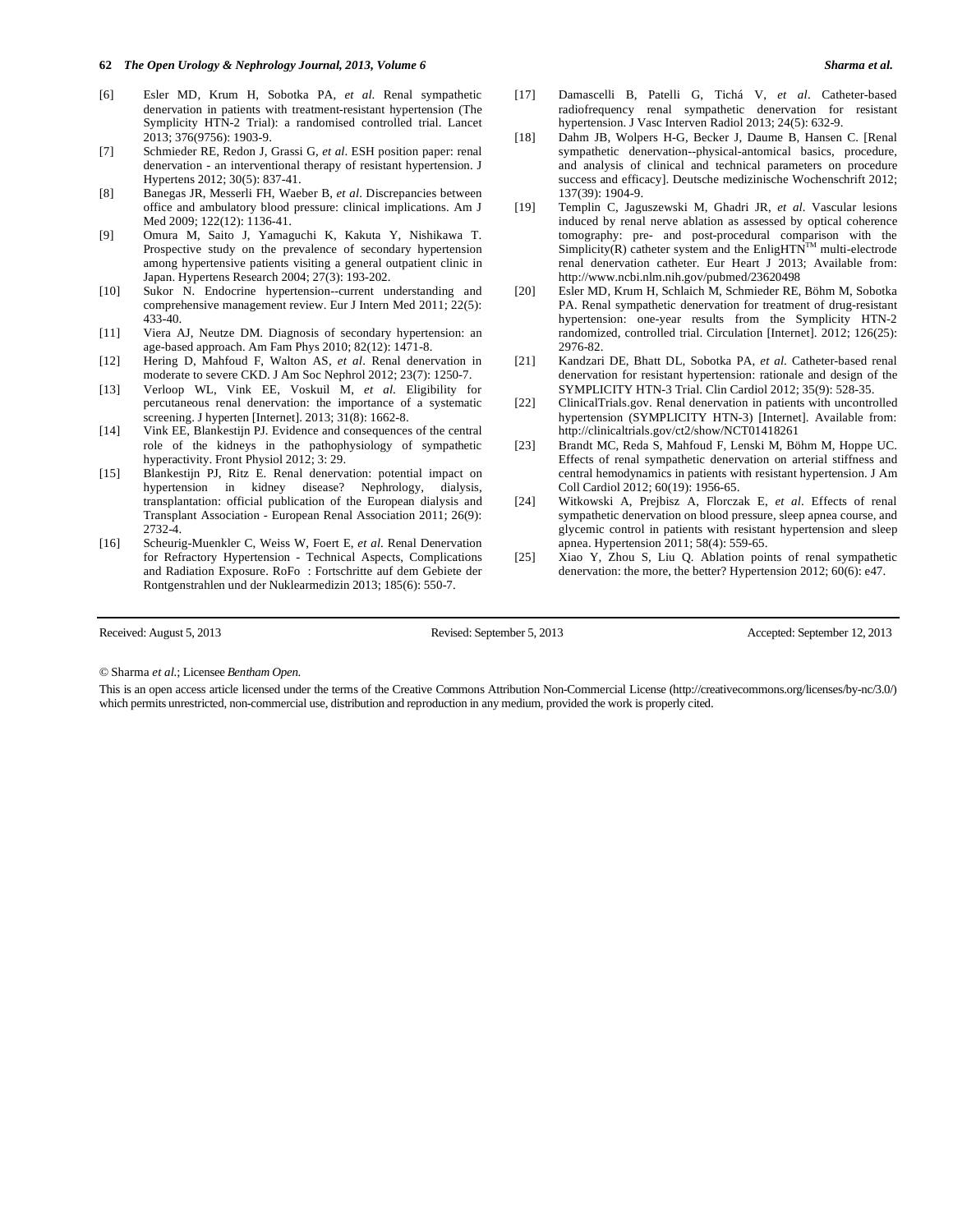[6] Esler MD, Krum H, Sobotka PA, *et al.* Renal sympathetic denervation in patients with treatment-resistant hypertension (The Symplicity HTN-2 Trial): a randomised controlled trial. Lancet 2013; 376(9756): 1903-9.

[7] Schmieder RE, Redon J, Grassi G, *et al.* ESH position paper: renal denervation - an interventional therapy of resistant hypertension. J Hypertens 2012; 30(5): 837-41.

[8] Banegas JR, Messerli FH, Waeber B, *et al.* Discrepancies between office and ambulatory blood pressure: clinical implications. Am J Med 2009; 122(12): 1136-41.

[9] Omura M, Saito J, Yamaguchi K, Kakuta Y, Nishikawa T. Prospective study on the prevalence of secondary hypertension among hypertensive patients visiting a general outpatient clinic in Japan. Hypertens Research 2004; 27(3): 193-202.

[10] Sukor N. Endocrine hypertension--current understanding and comprehensive management review. Eur J Intern Med 2011; 22(5): 433-40.

[11] Viera AJ, Neutze DM. Diagnosis of secondary hypertension: an age-based approach. Am Fam Phys 2010; 82(12): 1471-8.

[12] Hering D, Mahfoud F, Walton AS, *et al.* Renal denervation in moderate to severe CKD. J Am Soc Nephrol 2012; 23(7): 1250-7.

[13] Verloop WL, Vink EE, Voskuil M, *et al.* Eligibility for percutaneous renal denervation: the importance of a systematic screening. J hyperten [Internet]. 2013; 31(8): 1662-8.

[14] Vink EE, Blankestijn PJ. Evidence and consequences of the central role of the kidneys in the pathophysiology of sympathetic hyperactivity. Front Physiol 2012; 3: 29.

[15] Blankestijn PJ, Ritz E. Renal denervation: potential impact on hypertension in kidney disease? Nephrology, dialysis, transplantation: official publication of the European dialysis and Transplant Association - European Renal Association 2011; 26(9): 2732-4.

[16] Scheurig-Muenkler C, Weiss W, Foert E, *et al.* Renal Denervation for Refractory Hypertension - Technical Aspects, Complications and Radiation Exposure. RoFo : Fortschritte auf dem Gebiete der Rontgenstrahlen und der Nuklearmedizin 2013; 185(6): 550-7.

[17] Damascelli B, Patelli G, Tichá V, *et al.* Catheter-based radiofrequency renal sympathetic denervation for resistant hypertension. J Vasc Interven Radiol 2013; 24(5): 632-9.

[18] Dahm JB, Wolpers H-G, Becker J, Daume B, Hansen C. [Renal sympathetic denervation--physical-antomical basics, procedure, and analysis of clinical and technical parameters on procedure success and efficacy]. Deutsche medizinische Wochenschrift 2012; 137(39): 1904-9.

[19] Templin C, Jaguszewski M, Ghadri JR, *et al.* Vascular lesions induced by renal nerve ablation as assessed by optical coherence tomography: pre- and post-procedural comparison with the Simplicity(R) catheter system and the EnligHTN™ multi-electrode renal denervation catheter. Eur Heart J 2013; Available from: http://www.ncbi.nlm.nih.gov/pubmed/23620498

[20] Esler MD, Krum H, Schlaich M, Schmieder RE, Böhm M, Sobotka PA. Renal sympathetic denervation for treatment of drug-resistant hypertension: one-year results from the Symplicity HTN-2 randomized, controlled trial. Circulation [Internet]. 2012; 126(25): 2976-82.

[21] Kandzari DE, Bhatt DL, Sobotka PA, *et al.* Catheter-based renal denervation for resistant hypertension: rationale and design of the SYMPLICITY HTN-3 Trial. Clin Cardiol 2012; 35(9): 528-35.

[22] ClinicalTrials.gov. Renal denervation in patients with uncontrolled hypertension (SYMPLICITY HTN-3) [Internet]. Available from: http://clinicaltrials.gov/ct2/show/NCT01418261

[23] Brandt MC, Reda S, Mahfoud F, Lenski M, Böhm M, Hoppe UC. Effects of renal sympathetic denervation on arterial stiffness and central hemodynamics in patients with resistant hypertension. J Am Coll Cardiol 2012; 60(19): 1956-65.

[24] Witkowski A, Prejbisz A, Florczak E, *et al.* Effects of renal sympathetic denervation on blood pressure, sleep apnea course, and glycemic control in patients with resistant hypertension and sleep apnea. Hypertension 2011; 58(4): 559-65.

[25] Xiao Y, Zhou S, Liu Q. Ablation points of renal sympathetic denervation: the more, the better? Hypertension 2012; 60(6): e47.

---

Received: August 5, 2013 Revised: September 5, 2013 Accepted: September 12, 2013

© Sharma *et al.*; Licensee *Bentham Open.*

This is an open access article licensed under the terms of the Creative Commons Attribution Non-Commercial License (http://creativecommons.org/licenses/by-nc/3.0/) which permits unrestricted, non-commercial use, distribution and reproduction in any medium, provided the work is properly cited.